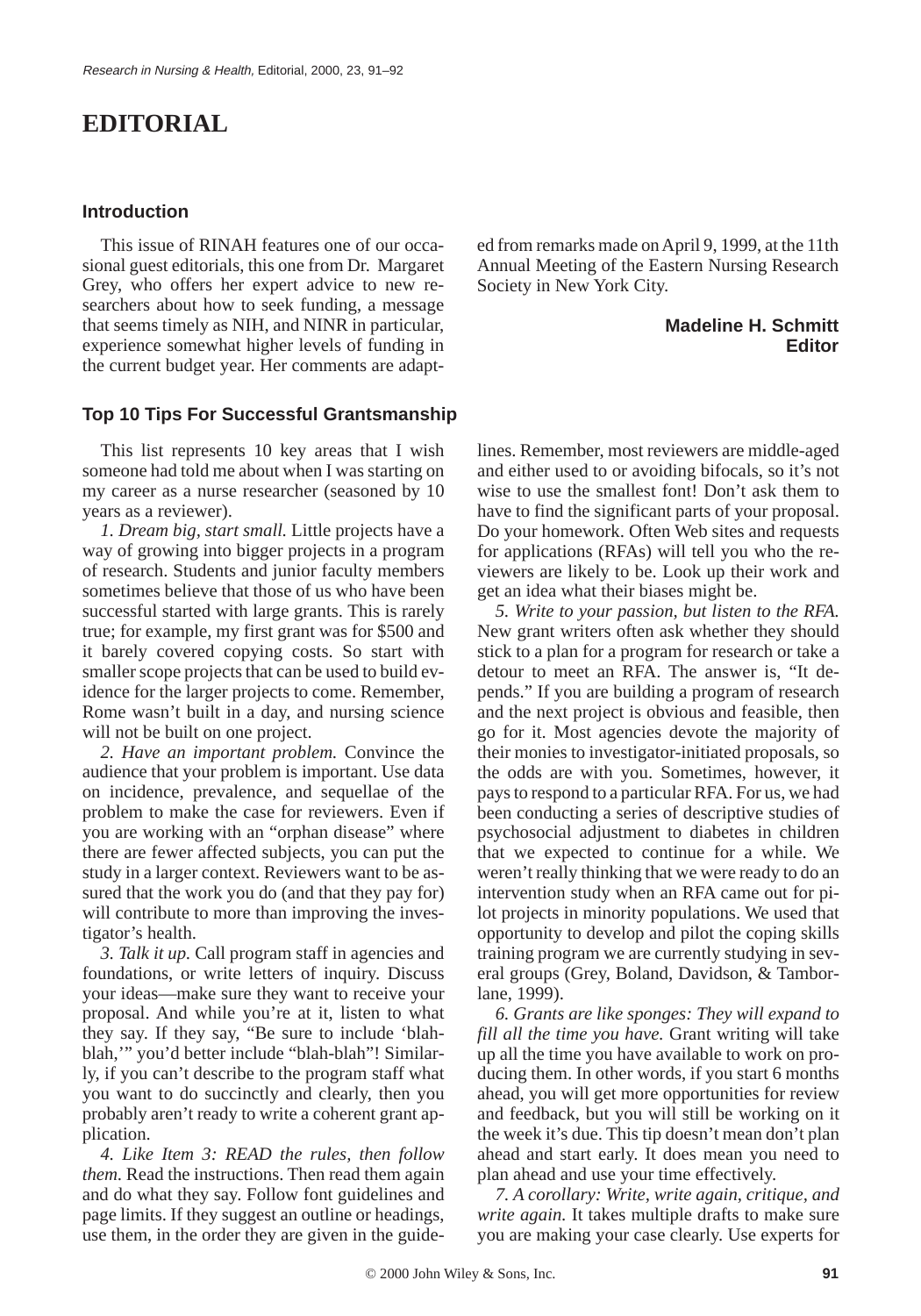# EDITORIAL

## Introduction

This issue of RINAH features one of our occasional guest editorials, this one from Dr. Margaret Grey, who offers her expert advice to new researchers about how to seek funding, a message that seems timely as NIH, and NINR in particular, experience somewhat higher levels of funding in the current budget year. Her comments are adapted from remarks made on April 9, 1999, at the 11th Annual Meeting of the Eastern Nursing Research Society in New York City.

**Madeline H. Schmitt**
**Editor**

## Top 10 Tips For Successful Grantsmanship

This list represents 10 key areas that I wish someone had told me about when I was starting on my career as a nurse researcher (seasoned by 10 years as a reviewer).

*1. Dream big, start small.* Little projects have a way of growing into bigger projects in a program of research. Students and junior faculty members sometimes believe that those of us who have been successful started with large grants. This is rarely true; for example, my first grant was for $500 and it barely covered copying costs. So start with smaller scope projects that can be used to build evidence for the larger projects to come. Remember, Rome wasn't built in a day, and nursing science will not be built on one project.

*2. Have an important problem.* Convince the audience that your problem is important. Use data on incidence, prevalence, and sequellae of the problem to make the case for reviewers. Even if you are working with an "orphan disease" where there are fewer affected subjects, you can put the study in a larger context. Reviewers want to be assured that the work you do (and that they pay for) will contribute to more than improving the investigator's health.

*3. Talk it up.* Call program staff in agencies and foundations, or write letters of inquiry. Discuss your ideas—make sure they want to receive your proposal. And while you're at it, listen to what they say. If they say, "Be sure to include 'blah-blah,'" you'd better include "blah-blah"! Similarly, if you can't describe to the program staff what you want to do succinctly and clearly, then you probably aren't ready to write a coherent grant application.

*4. Like Item 3: READ the rules, then follow them.* Read the instructions. Then read them again and do what they say. Follow font guidelines and page limits. If they suggest an outline or headings, use them, in the order they are given in the guidelines. Remember, most reviewers are middle-aged and either used to or avoiding bifocals, so it's not wise to use the smallest font! Don't ask them to have to find the significant parts of your proposal. Do your homework. Often Web sites and requests for applications (RFAs) will tell you who the reviewers are likely to be. Look up their work and get an idea what their biases might be.

*5. Write to your passion, but listen to the RFA.* New grant writers often ask whether they should stick to a plan for a program for research or take a detour to meet an RFA. The answer is, "It depends." If you are building a program of research and the next project is obvious and feasible, then go for it. Most agencies devote the majority of their monies to investigator-initiated proposals, so the odds are with you. Sometimes, however, it pays to respond to a particular RFA. For us, we had been conducting a series of descriptive studies of psychosocial adjustment to diabetes in children that we expected to continue for a while. We weren't really thinking that we were ready to do an intervention study when an RFA came out for pilot projects in minority populations. We used that opportunity to develop and pilot the coping skills training program we are currently studying in several groups (Grey, Boland, Davidson, & Tamborlane, 1999).

*6. Grants are like sponges: They will expand to fill all the time you have.* Grant writing will take up all the time you have available to work on producing them. In other words, if you start 6 months ahead, you will get more opportunities for review and feedback, but you will still be working on it the week it's due. This tip doesn't mean don't plan ahead and start early. It does mean you need to plan ahead and use your time effectively.

*7. A corollary: Write, write again, critique, and write again.* It takes multiple drafts to make sure you are making your case clearly. Use experts for

© 2000 John Wiley & Sons, Inc.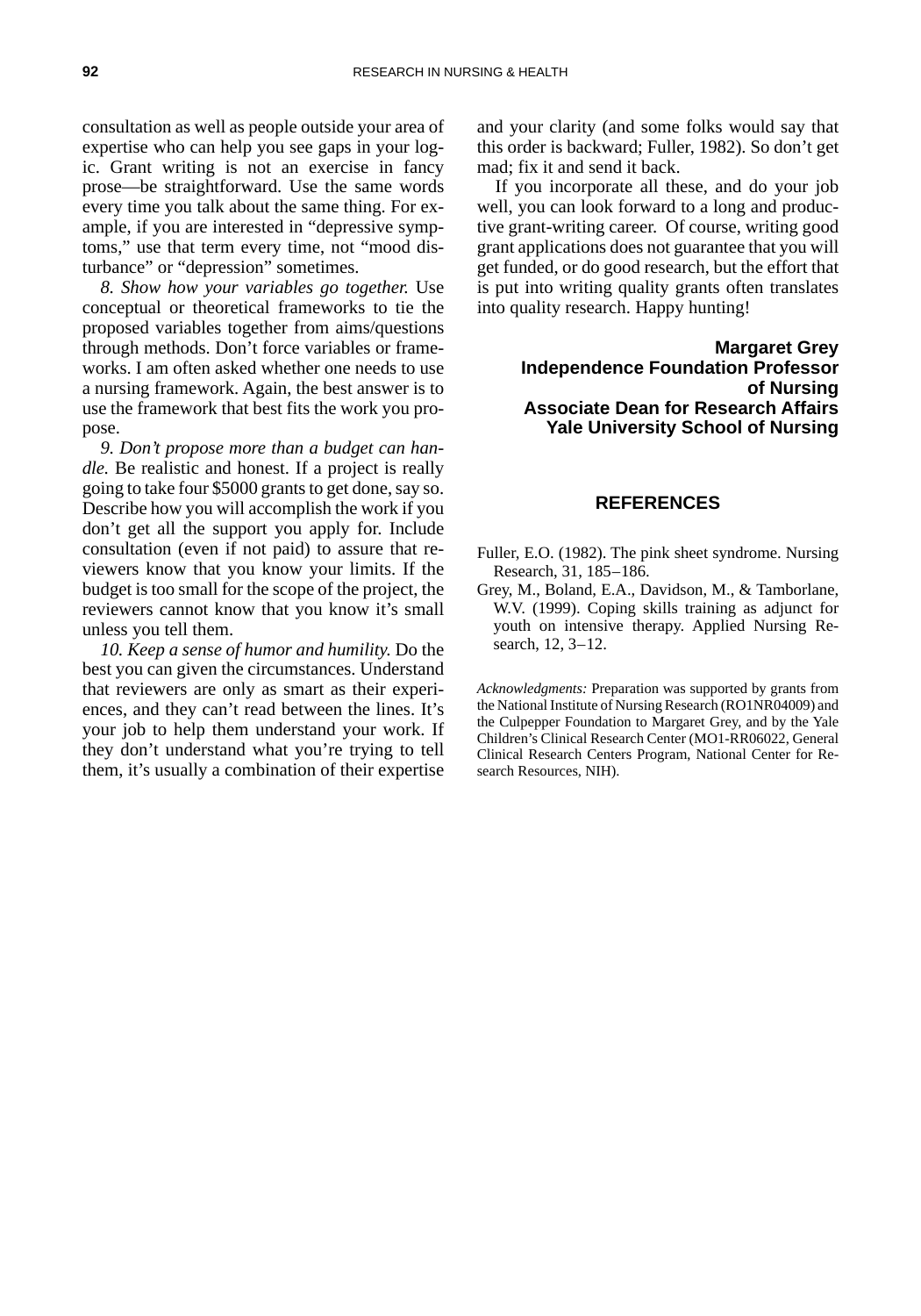consultation as well as people outside your area of expertise who can help you see gaps in your logic. Grant writing is not an exercise in fancy prose—be straightforward. Use the same words every time you talk about the same thing. For example, if you are interested in "depressive symptoms," use that term every time, not "mood disturbance" or "depression" sometimes.

*8. Show how your variables go together.* Use conceptual or theoretical frameworks to tie the proposed variables together from aims/questions through methods. Don't force variables or frameworks. I am often asked whether one needs to use a nursing framework. Again, the best answer is to use the framework that best fits the work you propose.

*9. Don't propose more than a budget can handle.* Be realistic and honest. If a project is really going to take four $5000 grants to get done, say so. Describe how you will accomplish the work if you don't get all the support you apply for. Include consultation (even if not paid) to assure that reviewers know that you know your limits. If the budget is too small for the scope of the project, the reviewers cannot know that you know it's small unless you tell them.

*10. Keep a sense of humor and humility.* Do the best you can given the circumstances. Understand that reviewers are only as smart as their experiences, and they can't read between the lines. It's your job to help them understand your work. If they don't understand what you're trying to tell them, it's usually a combination of their expertise and your clarity (and some folks would say that this order is backward; Fuller, 1982). So don't get mad; fix it and send it back.

If you incorporate all these, and do your job well, you can look forward to a long and productive grant-writing career. Of course, writing good grant applications does not guarantee that you will get funded, or do good research, but the effort that is put into writing quality grants often translates into quality research. Happy hunting!

**Margaret Grey**
**Independence Foundation Professor of Nursing**
**Associate Dean for Research Affairs**
**Yale University School of Nursing**

## REFERENCES

Fuller, E.O. (1982). The pink sheet syndrome. Nursing Research, 31, 185–186.

Grey, M., Boland, E.A., Davidson, M., & Tamborlane, W.V. (1999). Coping skills training as adjunct for youth on intensive therapy. Applied Nursing Research, 12, 3–12.

*Acknowledgments:* Preparation was supported by grants from the National Institute of Nursing Research (RO1NR04009) and the Culpepper Foundation to Margaret Grey, and by the Yale Children's Clinical Research Center (MO1-RR06022, General Clinical Research Centers Program, National Center for Research Resources, NIH).